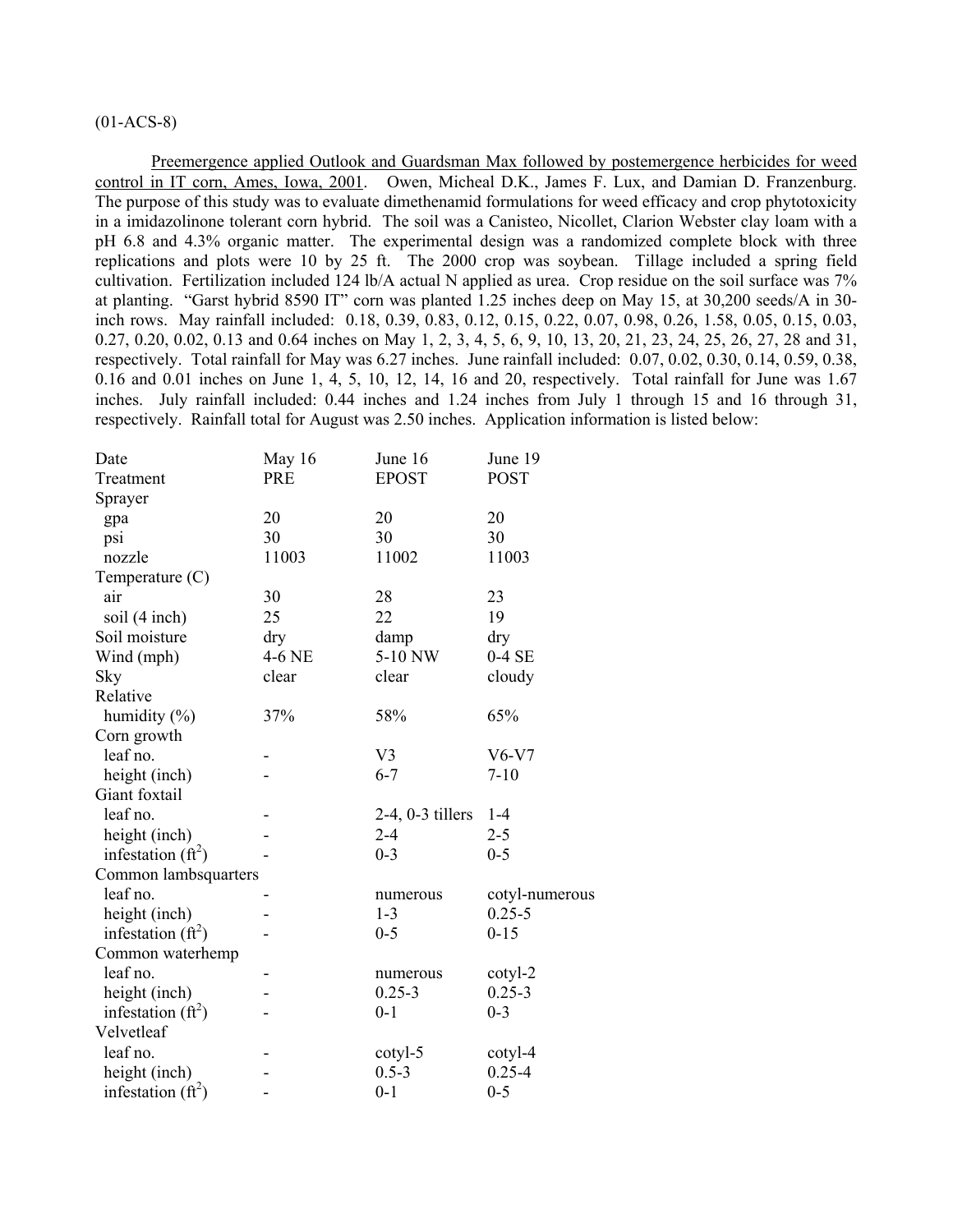(01-ACS-8)

<u>Preemergence applied Outlook and Guardsman Max followed by postemergence herbicides for weed control in IT corn, Ames, Iowa, 2001</u>. Owen, Micheal D.K., James F. Lux, and Damian D. Franzenburg. The purpose of this study was to evaluate dimethenamid formulations for weed efficacy and crop phytotoxicity in a imidazolinone tolerant corn hybrid. The soil was a Canisteo, Nicollet, Clarion Webster clay loam with a pH 6.8 and 4.3% organic matter. The experimental design was a randomized complete block with three replications and plots were 10 by 25 ft. The 2000 crop was soybean. Tillage included a spring field cultivation. Fertilization included 124 lb/A actual N applied as urea. Crop residue on the soil surface was 7% at planting. "Garst hybrid 8590 IT" corn was planted 1.25 inches deep on May 15, at 30,200 seeds/A in 30-inch rows. May rainfall included: 0.18, 0.39, 0.83, 0.12, 0.15, 0.22, 0.07, 0.98, 0.26, 1.58, 0.05, 0.15, 0.03, 0.27, 0.20, 0.02, 0.13 and 0.64 inches on May 1, 2, 3, 4, 5, 6, 9, 10, 13, 20, 21, 23, 24, 25, 26, 27, 28 and 31, respectively. Total rainfall for May was 6.27 inches. June rainfall included: 0.07, 0.02, 0.30, 0.14, 0.59, 0.38, 0.16 and 0.01 inches on June 1, 4, 5, 10, 12, 14, 16 and 20, respectively. Total rainfall for June was 1.67 inches. July rainfall included: 0.44 inches and 1.24 inches from July 1 through 15 and 16 through 31, respectively. Rainfall total for August was 2.50 inches. Application information is listed below:

| Date | May 16 | June 16 | June 19 |
|---|---|---|---|
| Treatment | PRE | EPOST | POST |
| Sprayer | | | |
| gpa | 20 | 20 | 20 |
| psi | 30 | 30 | 30 |
| nozzle | 11003 | 11002 | 11003 |
| Temperature (C) | | | |
| air | 30 | 28 | 23 |
| soil (4 inch) | 25 | 22 | 19 |
| Soil moisture | dry | damp | dry |
| Wind (mph) | 4-6 NE | 5-10 NW | 0-4 SE |
| Sky | clear | clear | cloudy |
| Relative humidity (%) | 37% | 58% | 65% |
| Corn growth | | | |
| leaf no. | - | V3 | V6-V7 |
| height (inch) | - | 6-7 | 7-10 |
| Giant foxtail | | | |
| leaf no. | - | 2-4, 0-3 tillers | 1-4 |
| height (inch) | - | 2-4 | 2-5 |
| infestation ($ft^2$) | - | 0-3 | 0-5 |
| Common lambsquarters | | | |
| leaf no. | - | numerous | cotyl-numerous |
| height (inch) | - | 1-3 | 0.25-5 |
| infestation ($ft^2$) | - | 0-5 | 0-15 |
| Common waterhemp | | | |
| leaf no. | - | numerous | cotyl-2 |
| height (inch) | - | 0.25-3 | 0.25-3 |
| infestation ($ft^2$) | - | 0-1 | 0-3 |
| Velvetleaf | | | |
| leaf no. | - | cotyl-5 | cotyl-4 |
| height (inch) | - | 0.5-3 | 0.25-4 |
| infestation ($ft^2$) | - | 0-1 | 0-5 |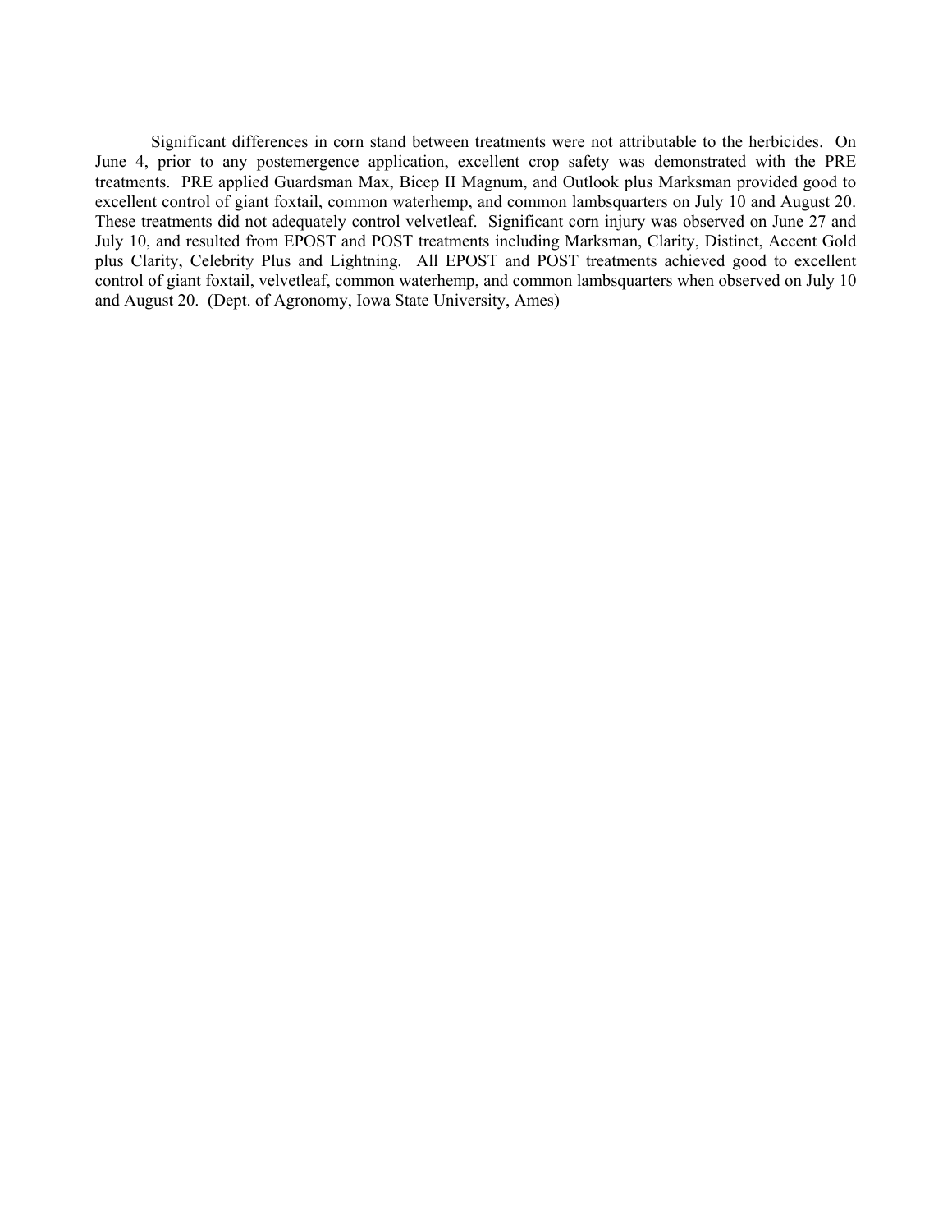Significant differences in corn stand between treatments were not attributable to the herbicides. On June 4, prior to any postemergence application, excellent crop safety was demonstrated with the PRE treatments. PRE applied Guardsman Max, Bicep II Magnum, and Outlook plus Marksman provided good to excellent control of giant foxtail, common waterhemp, and common lambsquarters on July 10 and August 20. These treatments did not adequately control velvetleaf. Significant corn injury was observed on June 27 and July 10, and resulted from EPOST and POST treatments including Marksman, Clarity, Distinct, Accent Gold plus Clarity, Celebrity Plus and Lightning. All EPOST and POST treatments achieved good to excellent control of giant foxtail, velvetleaf, common waterhemp, and common lambsquarters when observed on July 10 and August 20. (Dept. of Agronomy, Iowa State University, Ames)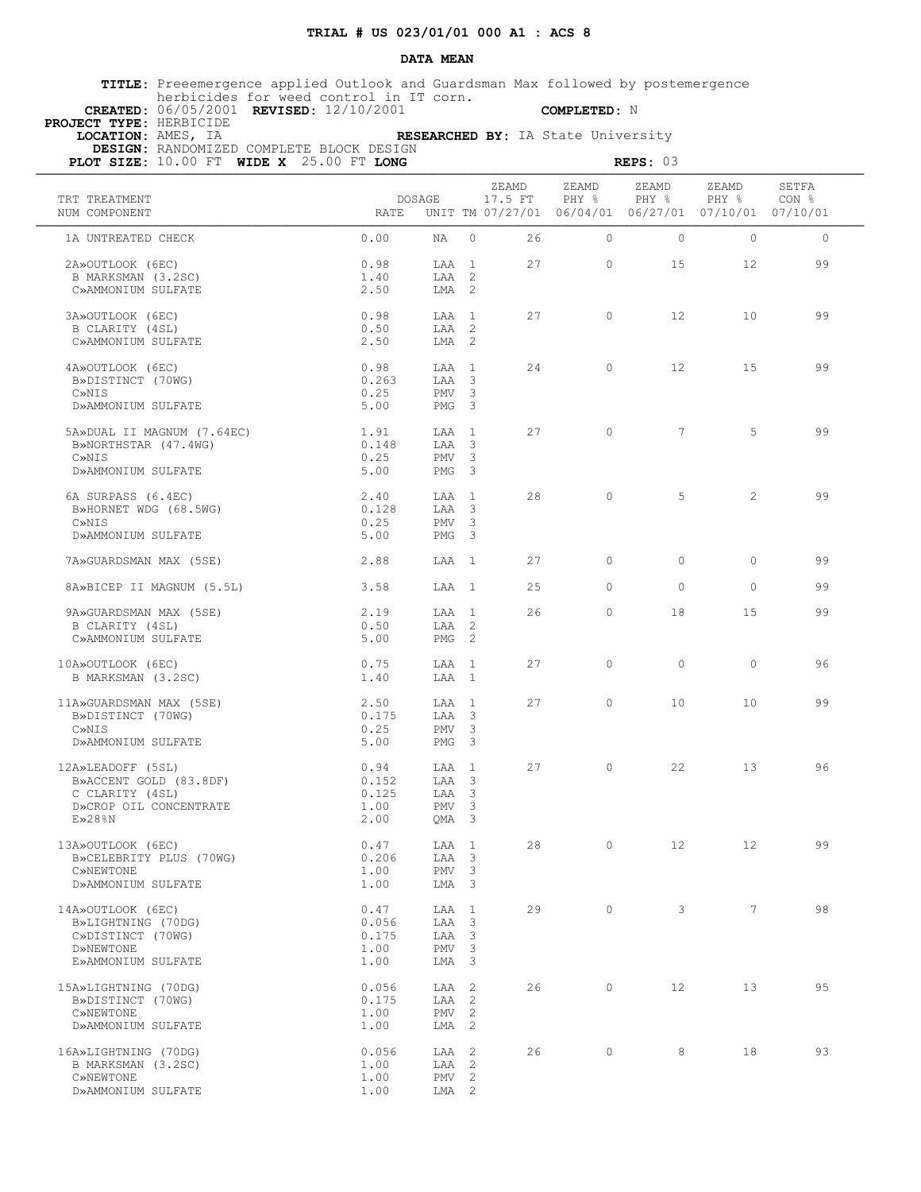**TRIAL # US 023/01/01 000 A1 : ACS 8**

**DATA MEAN**

**TITLE:** Preeemergence applied Outlook and Guardsman Max followed by postemergence herbicides for weed control in IT corn.
**CREATED:** 06/05/2001 **REVISED:** 12/10/2001 **COMPLETED:** N
**PROJECT TYPE:** HERBICIDE
**LOCATION:** AMES, IA **RESEARCHED BY:** IA State University
**DESIGN:** RANDOMIZED COMPLETE BLOCK DESIGN
**PLOT SIZE:** 10.00 FT **WIDE X** 25.00 FT **LONG** **REPS:** 03

| TRT NUM | TREATMENT COMPONENT | DOSAGE RATE | UNIT | TM | ZEAMD 17.5 FT 07/27/01 | ZEAMD PHY % 06/04/01 | ZEAMD PHY % 06/27/01 | ZEAMD PHY % 07/10/01 | SETFA CON % 07/10/01 |
|---|---|---|---|---|---|---|---|---|---|
| 1A | UNTREATED CHECK | 0.00 | NA | 0 | 26 | 0 | 0 | 0 | 0 |
| 2A | »OUTLOOK (6EC) | 0.98 | LAA | 1 | 27 | 0 | 15 | 12 | 99 |
| B | MARKSMAN (3.2SC) | 1.40 | LAA | 2 | | | | | |
| C | »AMMONIUM SULFATE | 2.50 | LMA | 2 | | | | | |
| 3A | »OUTLOOK (6EC) | 0.98 | LAA | 1 | 27 | 0 | 12 | 10 | 99 |
| B | CLARITY (4SL) | 0.50 | LAA | 2 | | | | | |
| C | »AMMONIUM SULFATE | 2.50 | LMA | 2 | | | | | |
| 4A | »OUTLOOK (6EC) | 0.98 | LAA | 1 | 24 | 0 | 12 | 15 | 99 |
| B | »DISTINCT (70WG) | 0.263 | LAA | 3 | | | | | |
| C | »NIS | 0.25 | PMV | 3 | | | | | |
| D | »AMMONIUM SULFATE | 5.00 | PMG | 3 | | | | | |
| 5A | »DUAL II MAGNUM (7.64EC) | 1.91 | LAA | 1 | 27 | 0 | 7 | 5 | 99 |
| B | »NORTHSTAR (47.4WG) | 0.148 | LAA | 3 | | | | | |
| C | »NIS | 0.25 | PMV | 3 | | | | | |
| D | »AMMONIUM SULFATE | 5.00 | PMG | 3 | | | | | |
| 6A | SURPASS (6.4EC) | 2.40 | LAA | 1 | 28 | 0 | 5 | 2 | 99 |
| B | »HORNET WDG (68.5WG) | 0.128 | LAA | 3 | | | | | |
| C | »NIS | 0.25 | PMV | 3 | | | | | |
| D | »AMMONIUM SULFATE | 5.00 | PMG | 3 | | | | | |
| 7A | »GUARDSMAN MAX (5SE) | 2.88 | LAA | 1 | 27 | 0 | 0 | 0 | 99 |
| 8A | »BICEP II MAGNUM (5.5L) | 3.58 | LAA | 1 | 25 | 0 | 0 | 0 | 99 |
| 9A | »GUARDSMAN MAX (5SE) | 2.19 | LAA | 1 | 26 | 0 | 18 | 15 | 99 |
| B | CLARITY (4SL) | 0.50 | LAA | 2 | | | | | |
| C | »AMMONIUM SULFATE | 5.00 | PMG | 2 | | | | | |
| 10A | »OUTLOOK (6EC) | 0.75 | LAA | 1 | 27 | 0 | 0 | 0 | 96 |
| B | MARKSMAN (3.2SC) | 1.40 | LAA | 1 | | | | | |
| 11A | »GUARDSMAN MAX (5SE) | 2.50 | LAA | 1 | 27 | 0 | 10 | 10 | 99 |
| B | »DISTINCT (70WG) | 0.175 | LAA | 3 | | | | | |
| C | »NIS | 0.25 | PMV | 3 | | | | | |
| D | »AMMONIUM SULFATE | 5.00 | PMG | 3 | | | | | |
| 12A | »LEADOFF (5SL) | 0.94 | LAA | 1 | 27 | 0 | 22 | 13 | 96 |
| B | »ACCENT GOLD (83.8DF) | 0.152 | LAA | 3 | | | | | |
| C | CLARITY (4SL) | 0.125 | LAA | 3 | | | | | |
| D | »CROP OIL CONCENTRATE | 1.00 | PMV | 3 | | | | | |
| E | »28%N | 2.00 | QMA | 3 | | | | | |
| 13A | »OUTLOOK (6EC) | 0.47 | LAA | 1 | 28 | 0 | 12 | 12 | 99 |
| B | »CELEBRITY PLUS (70WG) | 0.206 | LAA | 3 | | | | | |
| C | »NEWTONE | 1.00 | PMV | 3 | | | | | |
| D | »AMMONIUM SULFATE | 1.00 | LMA | 3 | | | | | |
| 14A | »OUTLOOK (6EC) | 0.47 | LAA | 1 | 29 | 0 | 3 | 7 | 98 |
| B | »LIGHTNING (70DG) | 0.056 | LAA | 3 | | | | | |
| C | »DISTINCT (70WG) | 0.175 | LAA | 3 | | | | | |
| D | »NEWTONE | 1.00 | PMV | 3 | | | | | |
| E | »AMMONIUM SULFATE | 1.00 | LMA | 3 | | | | | |
| 15A | »LIGHTNING (70DG) | 0.056 | LAA | 2 | 26 | 0 | 12 | 13 | 95 |
| B | »DISTINCT (70WG) | 0.175 | LAA | 2 | | | | | |
| C | »NEWTONE | 1.00 | PMV | 2 | | | | | |
| D | »AMMONIUM SULFATE | 1.00 | LMA | 2 | | | | | |
| 16A | »LIGHTNING (70DG) | 0.056 | LAA | 2 | 26 | 0 | 8 | 18 | 93 |
| B | MARKSMAN (3.2SC) | 1.00 | LAA | 2 | | | | | |
| C | »NEWTONE | 1.00 | PMV | 2 | | | | | |
| D | »AMMONIUM SULFATE | 1.00 | LMA | 2 | | | | | |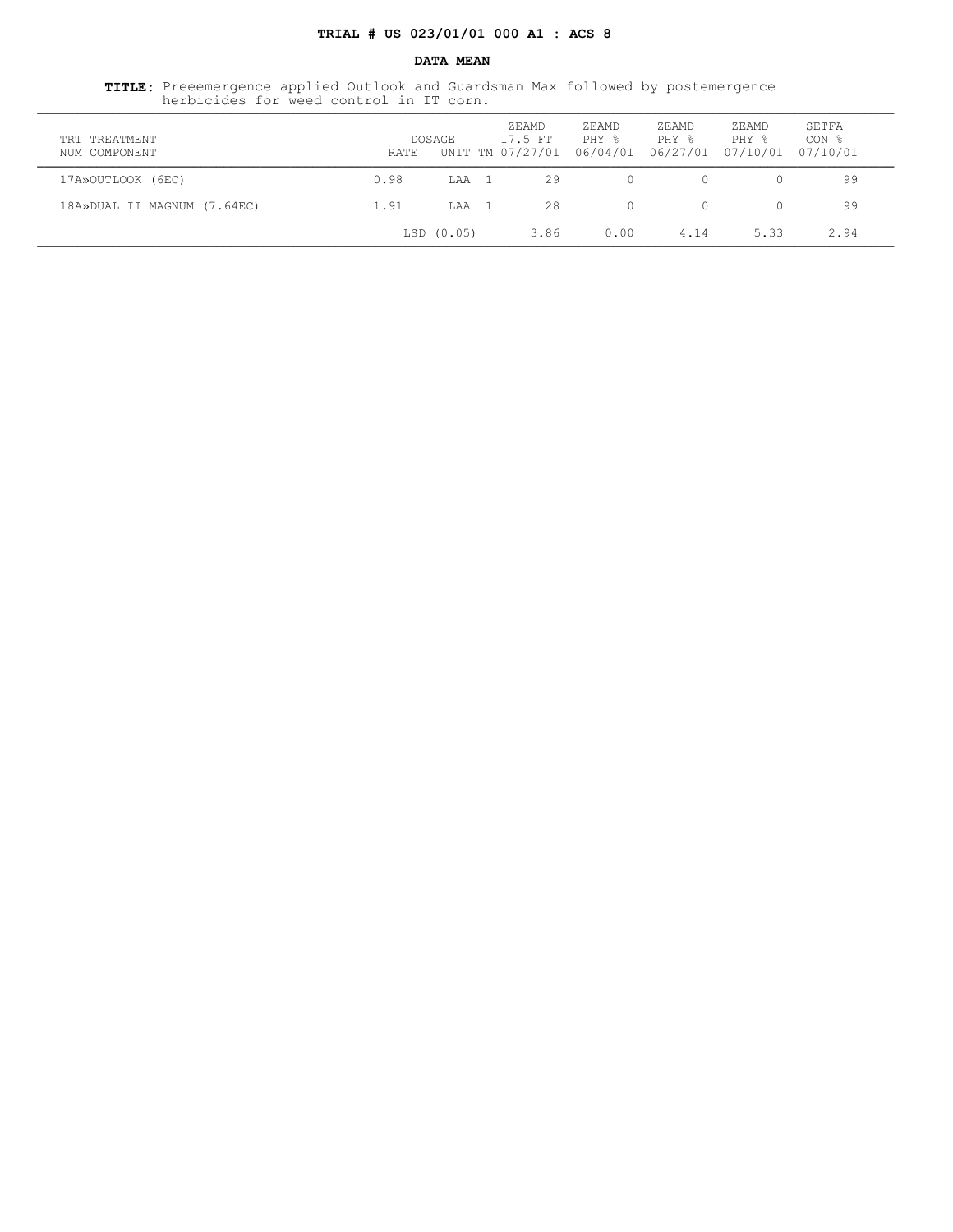**TRIAL # US 023/01/01 000 A1 : ACS 8**

**DATA MEAN**

**TITLE:** Preeemergence applied Outlook and Guardsman Max followed by postemergence herbicides for weed control in IT corn.

| TRT NUM | TREATMENT COMPONENT | DOSAGE RATE | UNIT | TM | ZEAMD 17.5 FT 07/27/01 | ZEAMD PHY % 06/04/01 | ZEAMD PHY % 06/27/01 | ZEAMD PHY % 07/10/01 | SETFA CON % 07/10/01 |
|---|---|---|---|---|---|---|---|---|---|
| 17A» | OUTLOOK (6EC) | 0.98 | LAA | 1 | 29 | 0 | 0 | 0 | 99 |
| 18A» | DUAL II MAGNUM (7.64EC) | 1.91 | LAA | 1 | 28 | 0 | 0 | 0 | 99 |
| | | LSD (0.05) | | | 3.86 | 0.00 | 4.14 | 5.33 | 2.94 |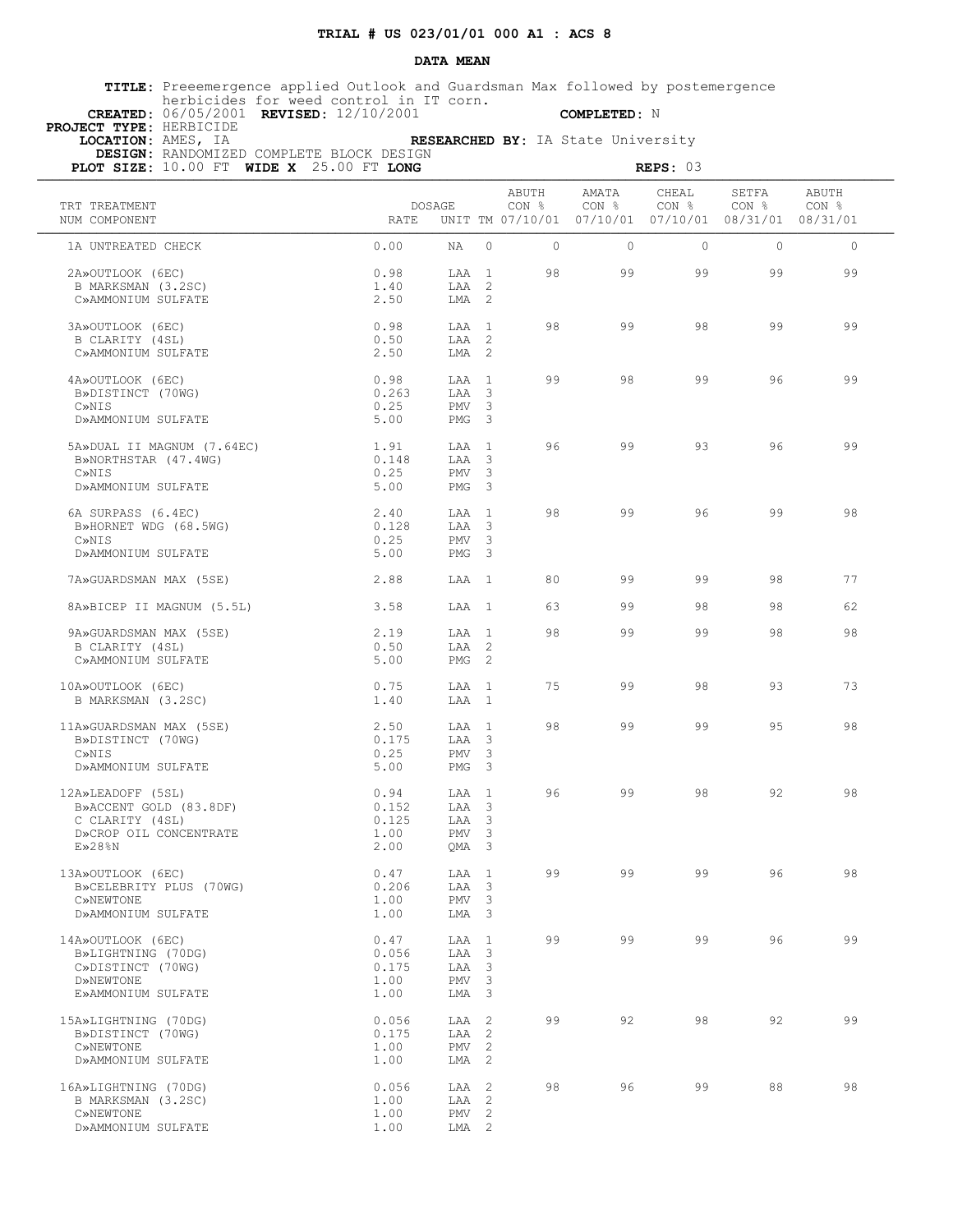**TRIAL # US 023/01/01 000 A1 : ACS 8**

**DATA MEAN**

**TITLE:** Preeemergence applied Outlook and Guardsman Max followed by postemergence herbicides for weed control in IT corn.
**CREATED:** 06/05/2001 **REVISED:** 12/10/2001 **COMPLETED:** N
**PROJECT TYPE:** HERBICIDE
**LOCATION:** AMES, IA **RESEARCHED BY:** IA State University
**DESIGN:** RANDOMIZED COMPLETE BLOCK DESIGN
**PLOT SIZE:** 10.00 FT **WIDE X** 25.00 FT **LONG** **REPS:** 03

| TRT NUM | TREATMENT COMPONENT | DOSAGE RATE | UNIT | TM | ABUTH CON % 07/10/01 | AMATA CON % 07/10/01 | CHEAL CON % 07/10/01 | SETFA CON % 08/31/01 | ABUTH CON % 08/31/01 |
|---|---|---|---|---|---|---|---|---|---|
| 1 | A UNTREATED CHECK | 0.00 | NA | 0 | 0 | 0 | 0 | 0 | 0 |
| 2 | A»OUTLOOK (6EC) | 0.98 | LAA | 1 | 98 | 99 | 99 | 99 | 99 |
| | B MARKSMAN (3.2SC) | 1.40 | LAA | 2 | | | | | |
| | C»AMMONIUM SULFATE | 2.50 | LMA | 2 | | | | | |
| 3 | A»OUTLOOK (6EC) | 0.98 | LAA | 1 | 98 | 99 | 98 | 99 | 99 |
| | B CLARITY (4SL) | 0.50 | LAA | 2 | | | | | |
| | C»AMMONIUM SULFATE | 2.50 | LMA | 2 | | | | | |
| 4 | A»OUTLOOK (6EC) | 0.98 | LAA | 1 | 99 | 98 | 99 | 96 | 99 |
| | B»DISTINCT (70WG) | 0.263 | LAA | 3 | | | | | |
| | C»NIS | 0.25 | PMV | 3 | | | | | |
| | D»AMMONIUM SULFATE | 5.00 | PMG | 3 | | | | | |
| 5 | A»DUAL II MAGNUM (7.64EC) | 1.91 | LAA | 1 | 96 | 99 | 93 | 96 | 99 |
| | B»NORTHSTAR (47.4WG) | 0.148 | LAA | 3 | | | | | |
| | C»NIS | 0.25 | PMV | 3 | | | | | |
| | D»AMMONIUM SULFATE | 5.00 | PMG | 3 | | | | | |
| 6 | A SURPASS (6.4EC) | 2.40 | LAA | 1 | 98 | 99 | 96 | 99 | 98 |
| | B»HORNET WDG (68.5WG) | 0.128 | LAA | 3 | | | | | |
| | C»NIS | 0.25 | PMV | 3 | | | | | |
| | D»AMMONIUM SULFATE | 5.00 | PMG | 3 | | | | | |
| 7 | A»GUARDSMAN MAX (5SE) | 2.88 | LAA | 1 | 80 | 99 | 99 | 98 | 77 |
| 8 | A»BICEP II MAGNUM (5.5L) | 3.58 | LAA | 1 | 63 | 99 | 98 | 98 | 62 |
| 9 | A»GUARDSMAN MAX (5SE) | 2.19 | LAA | 1 | 98 | 99 | 99 | 98 | 98 |
| | B CLARITY (4SL) | 0.50 | LAA | 2 | | | | | |
| | C»AMMONIUM SULFATE | 5.00 | PMG | 2 | | | | | |
| 10 | A»OUTLOOK (6EC) | 0.75 | LAA | 1 | 75 | 99 | 98 | 93 | 73 |
| | B MARKSMAN (3.2SC) | 1.40 | LAA | 1 | | | | | |
| 11 | A»GUARDSMAN MAX (5SE) | 2.50 | LAA | 1 | 98 | 99 | 99 | 95 | 98 |
| | B»DISTINCT (70WG) | 0.175 | LAA | 3 | | | | | |
| | C»NIS | 0.25 | PMV | 3 | | | | | |
| | D»AMMONIUM SULFATE | 5.00 | PMG | 3 | | | | | |
| 12 | A»LEADOFF (5SL) | 0.94 | LAA | 1 | 96 | 99 | 98 | 92 | 98 |
| | B»ACCENT GOLD (83.8DF) | 0.152 | LAA | 3 | | | | | |
| | C CLARITY (4SL) | 0.125 | LAA | 3 | | | | | |
| | D»CROP OIL CONCENTRATE | 1.00 | PMV | 3 | | | | | |
| | E»28%N | 2.00 | QMA | 3 | | | | | |
| 13 | A»OUTLOOK (6EC) | 0.47 | LAA | 1 | 99 | 99 | 99 | 96 | 98 |
| | B»CELEBRITY PLUS (70WG) | 0.206 | LAA | 3 | | | | | |
| | C»NEWTONE | 1.00 | PMV | 3 | | | | | |
| | D»AMMONIUM SULFATE | 1.00 | LMA | 3 | | | | | |
| 14 | A»OUTLOOK (6EC) | 0.47 | LAA | 1 | 99 | 99 | 99 | 96 | 99 |
| | B»LIGHTNING (70DG) | 0.056 | LAA | 3 | | | | | |
| | C»DISTINCT (70WG) | 0.175 | LAA | 3 | | | | | |
| | D»NEWTONE | 1.00 | PMV | 3 | | | | | |
| | E»AMMONIUM SULFATE | 1.00 | LMA | 3 | | | | | |
| 15 | A»LIGHTNING (70DG) | 0.056 | LAA | 2 | 99 | 92 | 98 | 92 | 99 |
| | B»DISTINCT (70WG) | 0.175 | LAA | 2 | | | | | |
| | C»NEWTONE | 1.00 | PMV | 2 | | | | | |
| | D»AMMONIUM SULFATE | 1.00 | LMA | 2 | | | | | |
| 16 | A»LIGHTNING (70DG) | 0.056 | LAA | 2 | 98 | 96 | 99 | 88 | 98 |
| | B MARKSMAN (3.2SC) | 1.00 | LAA | 2 | | | | | |
| | C»NEWTONE | 1.00 | PMV | 2 | | | | | |
| | D»AMMONIUM SULFATE | 1.00 | LMA | 2 | | | | | |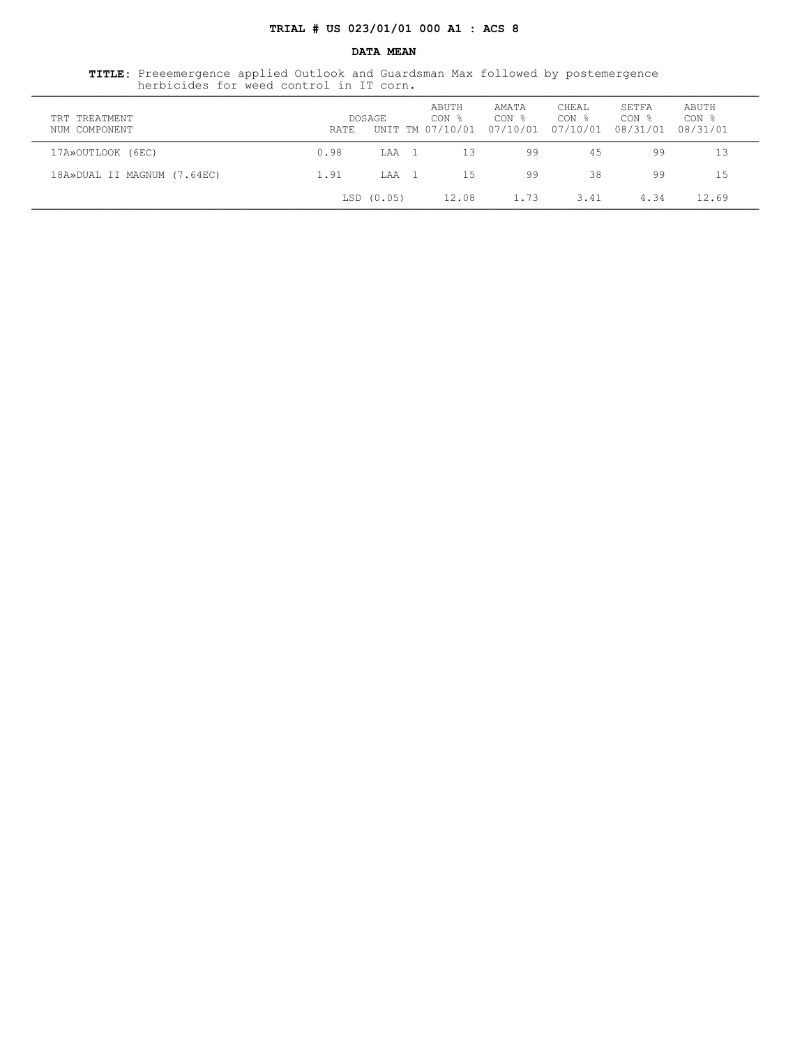**TRIAL # US 023/01/01 000 A1 : ACS 8**

**DATA MEAN**

**TITLE:** Preeemergence applied Outlook and Guardsman Max followed by postemergence herbicides for weed control in IT corn.

| TRT NUM | TREATMENT COMPONENT | DOSAGE RATE | UNIT | TM | ABUTH CON % 07/10/01 | AMATA CON % 07/10/01 | CHEAL CON % 07/10/01 | SETFA CON % 08/31/01 | ABUTH CON % 08/31/01 |
|---|---|---|---|---|---|---|---|---|---|
| 17A | »OUTLOOK (6EC) | 0.98 | LAA | 1 | 13 | 99 | 45 | 99 | 13 |
| 18A | »DUAL II MAGNUM (7.64EC) | 1.91 | LAA | 1 | 15 | 99 | 38 | 99 | 15 |
| | | LSD (0.05) | | | 12.08 | 1.73 | 3.41 | 4.34 | 12.69 |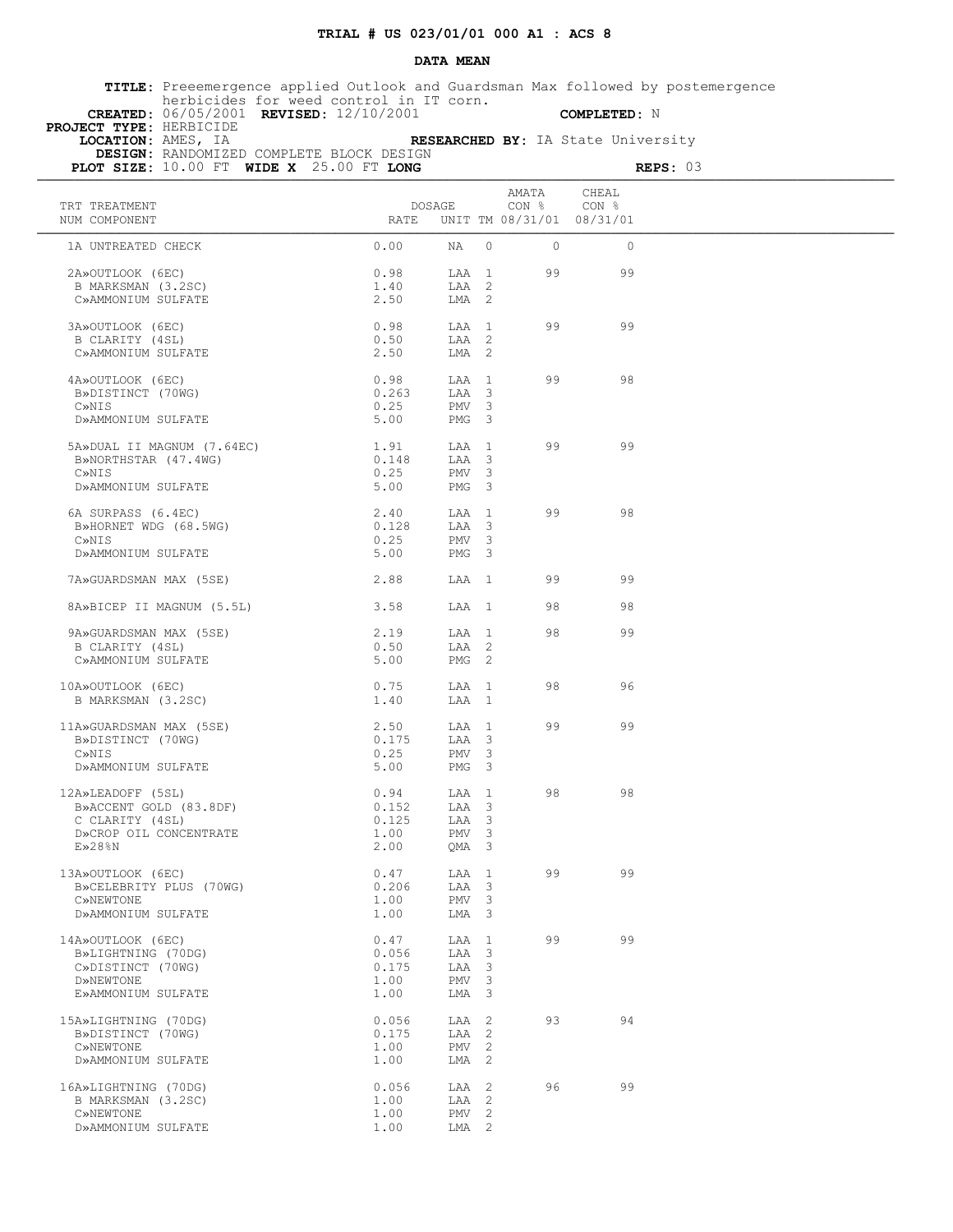**TRIAL # US 023/01/01 000 A1 : ACS 8**

**DATA MEAN**

**TITLE:** Preeemergence applied Outlook and Guardsman Max followed by postemergence herbicides for weed control in IT corn.
**CREATED:** 06/05/2001 **REVISED:** 12/10/2001 **COMPLETED:** N
**PROJECT TYPE:** HERBICIDE
**LOCATION:** AMES, IA **RESEARCHED BY:** IA State University
**DESIGN:** RANDOMIZED COMPLETE BLOCK DESIGN
**PLOT SIZE:** 10.00 FT **WIDE X** 25.00 FT **LONG** **REPS:** 03

| TRT NUM | TREATMENT COMPONENT | DOSAGE RATE | UNIT | TM | AMATA CON % 08/31/01 | CHEAL CON % 08/31/01 |
|---|---|---|---|---|---|---|
| 1A | UNTREATED CHECK | 0.00 | NA | 0 | 0 | 0 |
| 2A | »OUTLOOK (6EC) | 0.98 | LAA | 1 | 99 | 99 |
| B | MARKSMAN (3.2SC) | 1.40 | LAA | 2 | | |
| C | »AMMONIUM SULFATE | 2.50 | LMA | 2 | | |
| 3A | »OUTLOOK (6EC) | 0.98 | LAA | 1 | 99 | 99 |
| B | CLARITY (4SL) | 0.50 | LAA | 2 | | |
| C | »AMMONIUM SULFATE | 2.50 | LMA | 2 | | |
| 4A | »OUTLOOK (6EC) | 0.98 | LAA | 1 | 99 | 98 |
| B | »DISTINCT (70WG) | 0.263 | LAA | 3 | | |
| C | »NIS | 0.25 | PMV | 3 | | |
| D | »AMMONIUM SULFATE | 5.00 | PMG | 3 | | |
| 5A | »DUAL II MAGNUM (7.64EC) | 1.91 | LAA | 1 | 99 | 99 |
| B | »NORTHSTAR (47.4WG) | 0.148 | LAA | 3 | | |
| C | »NIS | 0.25 | PMV | 3 | | |
| D | »AMMONIUM SULFATE | 5.00 | PMG | 3 | | |
| 6A | SURPASS (6.4EC) | 2.40 | LAA | 1 | 99 | 98 |
| B | »HORNET WDG (68.5WG) | 0.128 | LAA | 3 | | |
| C | »NIS | 0.25 | PMV | 3 | | |
| D | »AMMONIUM SULFATE | 5.00 | PMG | 3 | | |
| 7A | »GUARDSMAN MAX (5SE) | 2.88 | LAA | 1 | 99 | 99 |
| 8A | »BICEP II MAGNUM (5.5L) | 3.58 | LAA | 1 | 98 | 98 |
| 9A | »GUARDSMAN MAX (5SE) | 2.19 | LAA | 1 | 98 | 99 |
| B | CLARITY (4SL) | 0.50 | LAA | 2 | | |
| C | »AMMONIUM SULFATE | 5.00 | PMG | 2 | | |
| 10A | »OUTLOOK (6EC) | 0.75 | LAA | 1 | 98 | 96 |
| B | MARKSMAN (3.2SC) | 1.40 | LAA | 1 | | |
| 11A | »GUARDSMAN MAX (5SE) | 2.50 | LAA | 1 | 99 | 99 |
| B | »DISTINCT (70WG) | 0.175 | LAA | 3 | | |
| C | »NIS | 0.25 | PMV | 3 | | |
| D | »AMMONIUM SULFATE | 5.00 | PMG | 3 | | |
| 12A | »LEADOFF (5SL) | 0.94 | LAA | 1 | 98 | 98 |
| B | »ACCENT GOLD (83.8DF) | 0.152 | LAA | 3 | | |
| C | CLARITY (4SL) | 0.125 | LAA | 3 | | |
| D | »CROP OIL CONCENTRATE | 1.00 | PMV | 3 | | |
| E | »28%N | 2.00 | QMA | 3 | | |
| 13A | »OUTLOOK (6EC) | 0.47 | LAA | 1 | 99 | 99 |
| B | »CELEBRITY PLUS (70WG) | 0.206 | LAA | 3 | | |
| C | »NEWTONE | 1.00 | PMV | 3 | | |
| D | »AMMONIUM SULFATE | 1.00 | LMA | 3 | | |
| 14A | »OUTLOOK (6EC) | 0.47 | LAA | 1 | 99 | 99 |
| B | »LIGHTNING (70DG) | 0.056 | LAA | 3 | | |
| C | »DISTINCT (70WG) | 0.175 | LAA | 3 | | |
| D | »NEWTONE | 1.00 | PMV | 3 | | |
| E | »AMMONIUM SULFATE | 1.00 | LMA | 3 | | |
| 15A | »LIGHTNING (70DG) | 0.056 | LAA | 2 | 93 | 94 |
| B | »DISTINCT (70WG) | 0.175 | LAA | 2 | | |
| C | »NEWTONE | 1.00 | PMV | 2 | | |
| D | »AMMONIUM SULFATE | 1.00 | LMA | 2 | | |
| 16A | »LIGHTNING (70DG) | 0.056 | LAA | 2 | 96 | 99 |
| B | MARKSMAN (3.2SC) | 1.00 | LAA | 2 | | |
| C | »NEWTONE | 1.00 | PMV | 2 | | |
| D | »AMMONIUM SULFATE | 1.00 | LMA | 2 | | |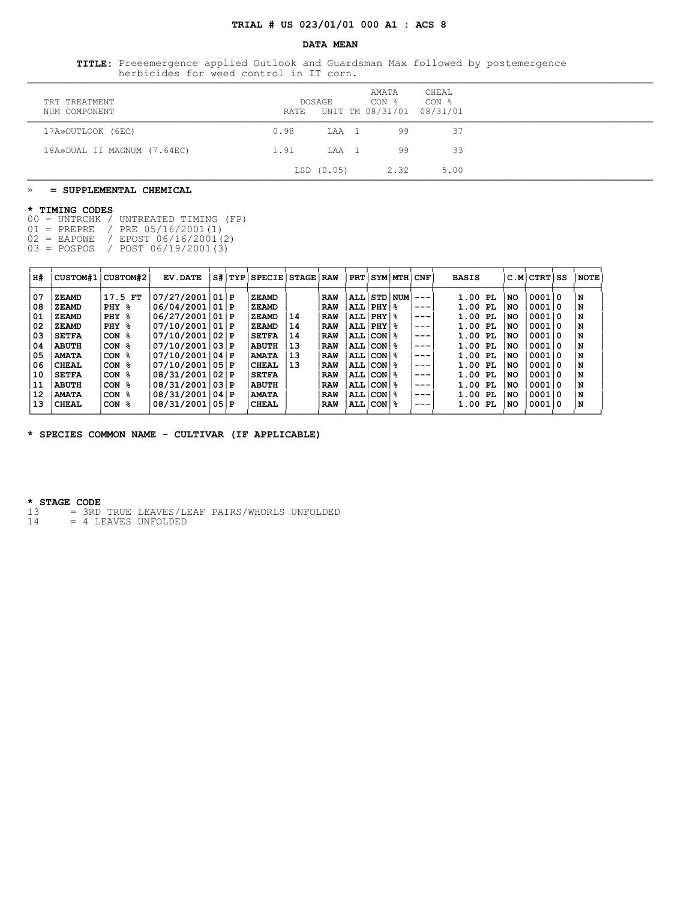**TRIAL # US 023/01/01 000 A1 : ACS 8**

**DATA MEAN**

**TITLE:** Preeemergence applied Outlook and Guardsman Max followed by postemergence herbicides for weed control in IT corn.

| TRT NUM | TREATMENT COMPONENT | DOSAGE RATE | UNIT | TM | AMATA CON % 08/31/01 | CHEAL CON % 08/31/01 |
|---|---|---|---|---|---|---|
| 17A» | OUTLOOK (6EC) | 0.98 | LAA | 1 | 99 | 37 |
| 18A» | DUAL II MAGNUM (7.64EC) | 1.91 | LAA | 1 | 99 | 33 |
| | | LSD (0.05) | | | 2.32 | 5.00 |

» **= SUPPLEMENTAL CHEMICAL**

**\* TIMING CODES**

00 = UNTRCHK / UNTREATED TIMING (FP)
01 = PREPRE / PRE 05/16/2001(1)
02 = EAPOWE / EPOST 06/16/2001(2)
03 = POSPOS / POST 06/19/2001(3)

| H# | CUSTOM#1 | CUSTOM#2 | EV.DATE | S# | TYP | SPECIE | STAGE | RAW | PRT | SYM | MTH | CNF | BASIS | C.M | CTRT | SS | NOTE |
|---|---|---|---|---|---|---|---|---|---|---|---|---|---|---|---|---|---|
| 07 | ZEAMD | 17.5 FT | 07/27/2001 | 01 | P | ZEAMD | | RAW | ALL | STD | NUM | --- | 1.00 PL | NO | 0001 | 0 | N |
| 08 | ZEAMD | PHY % | 06/04/2001 | 01 | P | ZEAMD | | RAW | ALL | PHY | % | --- | 1.00 PL | NO | 0001 | 0 | N |
| 01 | ZEAMD | PHY % | 06/27/2001 | 01 | P | ZEAMD | 14 | RAW | ALL | PHY | % | --- | 1.00 PL | NO | 0001 | 0 | N |
| 02 | ZEAMD | PHY % | 07/10/2001 | 01 | P | ZEAMD | 14 | RAW | ALL | PHY | % | --- | 1.00 PL | NO | 0001 | 0 | N |
| 03 | SETFA | CON % | 07/10/2001 | 02 | P | SETFA | 14 | RAW | ALL | CON | % | --- | 1.00 PL | NO | 0001 | 0 | N |
| 04 | ABUTH | CON % | 07/10/2001 | 03 | P | ABUTH | 13 | RAW | ALL | CON | % | --- | 1.00 PL | NO | 0001 | 0 | N |
| 05 | AMATA | CON % | 07/10/2001 | 04 | P | AMATA | 13 | RAW | ALL | CON | % | --- | 1.00 PL | NO | 0001 | 0 | N |
| 06 | CHEAL | CON % | 07/10/2001 | 05 | P | CHEAL | 13 | RAW | ALL | CON | % | --- | 1.00 PL | NO | 0001 | 0 | N |
| 10 | SETFA | CON % | 08/31/2001 | 02 | P | SETFA | | RAW | ALL | CON | % | --- | 1.00 PL | NO | 0001 | 0 | N |
| 11 | ABUTH | CON % | 08/31/2001 | 03 | P | ABUTH | | RAW | ALL | CON | % | --- | 1.00 PL | NO | 0001 | 0 | N |
| 12 | AMATA | CON % | 08/31/2001 | 04 | P | AMATA | | RAW | ALL | CON | % | --- | 1.00 PL | NO | 0001 | 0 | N |
| 13 | CHEAL | CON % | 08/31/2001 | 05 | P | CHEAL | | RAW | ALL | CON | % | --- | 1.00 PL | NO | 0001 | 0 | N |

**\* SPECIES COMMON NAME - CULTIVAR (IF APPLICABLE)**

**\* STAGE CODE**

13 = 3RD TRUE LEAVES/LEAF PAIRS/WHORLS UNFOLDED
14 = 4 LEAVES UNFOLDED